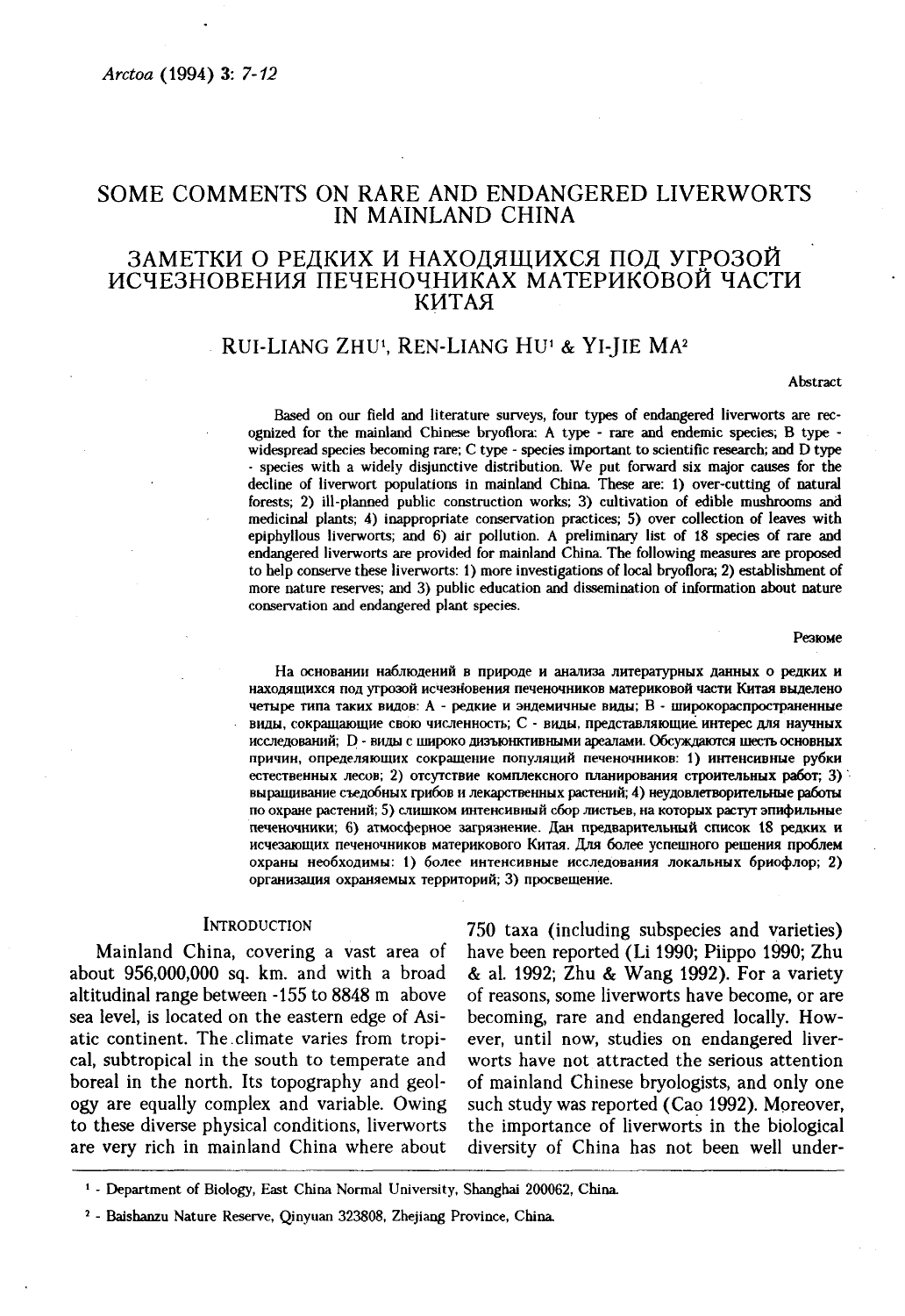# SOME COMMENTS ON RARE AND ENDANGERED LIVERWORTS IN MAINLAND CHINA

# ЗАМЕТКИ О РЕДКИХ И НАХОДЯЩИХСЯ ПОД УГРОЗОЙ ИСЧЕЗНОВЕНИЯ ПЕЧЕНОЧНИКАХ МАТЕРИКОВОЙ ЧАСТИ КИТАЯ

RUI-LIANG ZHU[1], REN-LIANG HU[1] & YI-JIE MA[2]

### Abstract

Based on our field and literature surveys, four types of endangered liverworts are recognized for the mainland Chinese bryoflora: A type - rare and endemic species; B type - widespread species becoming rare; C type - species important to scientific research; and D type - species with a widely disjunctive distribution. We put forward six major causes for the decline of liverwort populations in mainland China. These are: 1) over-cutting of natural forests; 2) ill-planned public construction works; 3) cultivation of edible mushrooms and medicinal plants; 4) inappropriate conservation practices; 5) over collection of leaves with epiphyllous liverworts; and 6) air pollution. A preliminary list of 18 species of rare and endangered liverworts are provided for mainland China. The following measures are proposed to help conserve these liverworts: 1) more investigations of local bryoflora; 2) establishment of more nature reserves; and 3) public education and dissemination of information about nature conservation and endangered plant species.

### Резюме

На основании наблюдений в природе и анализа литературных данных о редких и находящихся под угрозой исчезновения печеночников материковой части Китая выделено четыре типа таких видов: A - редкие и эндемичные виды; B - широкораспространенные виды, сокращающие свою численность; C - виды, представляющие интерес для научных исследований; D - виды с широко дизъюнктивными ареалами. Обсуждаются шесть основных причин, определяющих сокращение популяций печеночников: 1) интенсивные рубки естественных лесов; 2) отсутствие комплексного планирования строительных работ; 3) выращивание съедобных грибов и лекарственных растений; 4) неудовлетворительные работы по охране растений; 5) слишком интенсивный сбор листьев, на которых растут эпифильные печеночники; 6) атмосферное загрязнение. Дан предварительный список 18 редких и исчезающих печеночников материкового Китая. Для более успешного решения проблем охраны необходимы: 1) более интенсивные исследования локальных бриофлор; 2) организация охраняемых территорий; 3) просвещение.

## INTRODUCTION

Mainland China, covering a vast area of about 956,000,000 sq. km. and with a broad altitudinal range between -155 to 8848 m above sea level, is located on the eastern edge of Asiatic continent. The climate varies from tropical, subtropical in the south to temperate and boreal in the north. Its topography and geology are equally complex and variable. Owing to these diverse physical conditions, liverworts are very rich in mainland China where about 750 taxa (including subspecies and varieties) have been reported (Li 1990; Piippo 1990; Zhu & al. 1992; Zhu & Wang 1992). For a variety of reasons, some liverworts have become, or are becoming, rare and endangered locally. However, until now, studies on endangered liverworts have not attracted the serious attention of mainland Chinese bryologists, and only one such study was reported (Cao 1992). Moreover, the importance of liverworts in the biological diversity of China has not been well under-

---

[1] - Department of Biology, East China Normal University, Shanghai 200062, China.

[2] - Baishanzu Nature Reserve, Qinyuan 323808, Zhejiang Province, China.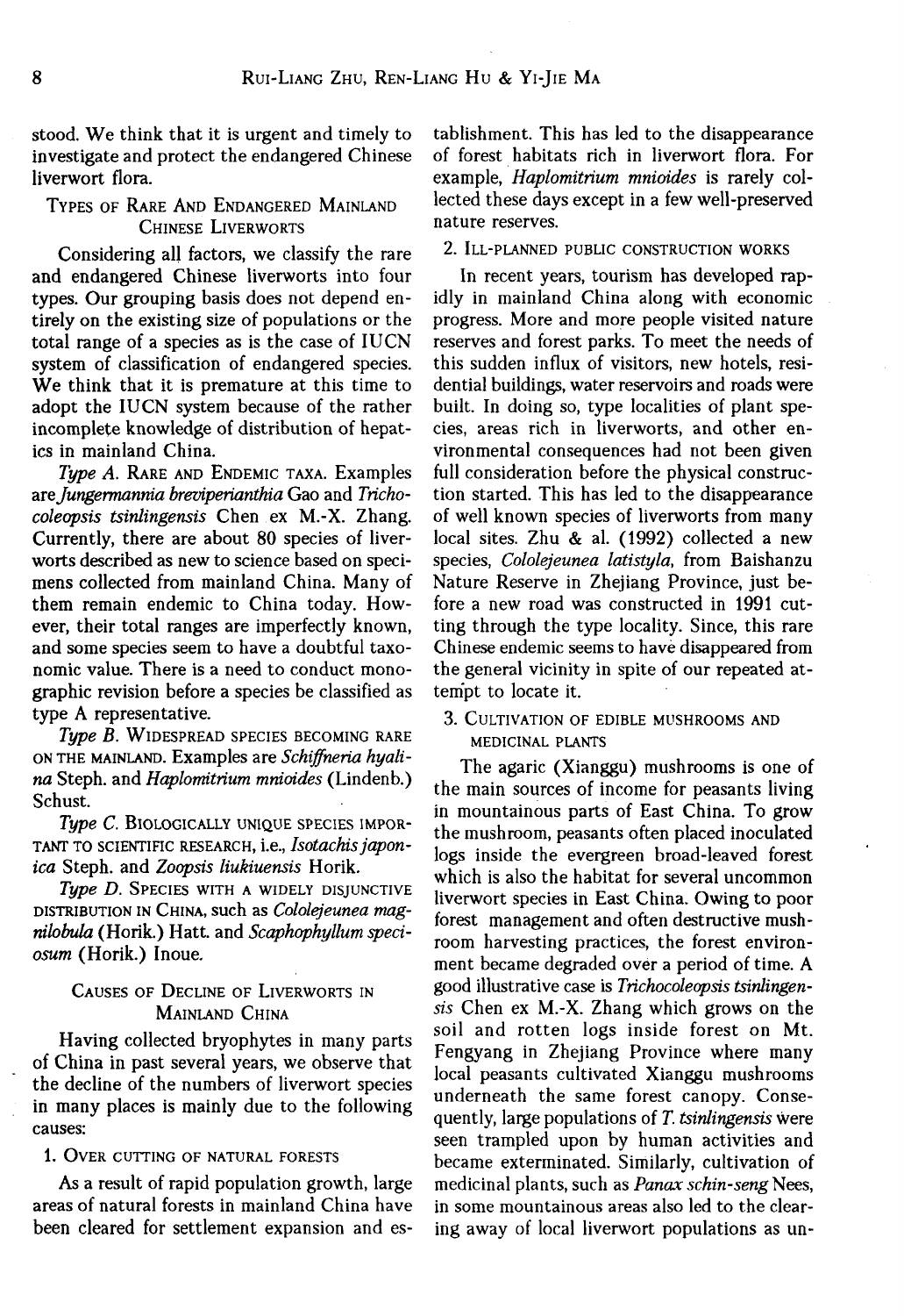stood. We think that it is urgent and timely to investigate and protect the endangered Chinese liverwort flora.

## Types of Rare And Endangered Mainland Chinese Liverworts

Considering all factors, we classify the rare and endangered Chinese liverworts into four types. Our grouping basis does not depend entirely on the existing size of populations or the total range of a species as is the case of IUCN system of classification of endangered species. We think that it is premature at this time to adopt the IUCN system because of the rather incomplete knowledge of distribution of hepatics in mainland China.

*Type A.* Rare and Endemic taxa. Examples are *Jungermannia breviperianthia* Gao and *Trichocoleopsis tsinlingensis* Chen ex M.-X. Zhang. Currently, there are about 80 species of liverworts described as new to science based on specimens collected from mainland China. Many of them remain endemic to China today. However, their total ranges are imperfectly known, and some species seem to have a doubtful taxonomic value. There is a need to conduct monographic revision before a species be classified as type A representative.

*Type B.* Widespread species becoming rare on the mainland. Examples are *Schiffneria hyalina* Steph. and *Haplomitrium mnioides* (Lindenb.) Schust.

*Type C.* Biologically unique species important to scientific research, i.e., *Isotachis japonica* Steph. and *Zoopsis liukiuensis* Horik.

*Type D.* Species with a widely disjunctive distribution in China, such as *Cololejeunea magnilobula* (Horik.) Hatt. and *Scaphophyllum speciosum* (Horik.) Inoue.

## Causes of Decline of Liverworts in Mainland China

Having collected bryophytes in many parts of China in past several years, we observe that the decline of the numbers of liverwort species in many places is mainly due to the following causes:

### 1. Over cutting of natural forests

As a result of rapid population growth, large areas of natural forests in mainland China have been cleared for settlement expansion and establishment. This has led to the disappearance of forest habitats rich in liverwort flora. For example, *Haplomitrium mnioides* is rarely collected these days except in a few well-preserved nature reserves.

### 2. Ill-planned public construction works

In recent years, tourism has developed rapidly in mainland China along with economic progress. More and more people visited nature reserves and forest parks. To meet the needs of this sudden influx of visitors, new hotels, residential buildings, water reservoirs and roads were built. In doing so, type localities of plant species, areas rich in liverworts, and other environmental consequences had not been given full consideration before the physical construction started. This has led to the disappearance of well known species of liverworts from many local sites. Zhu & al. (1992) collected a new species, *Cololejeunea latistyla*, from Baishanzu Nature Reserve in Zhejiang Province, just before a new road was constructed in 1991 cutting through the type locality. Since, this rare Chinese endemic seems to have disappeared from the general vicinity in spite of our repeated attempt to locate it.

### 3. Cultivation of edible mushrooms and medicinal plants

The agaric (Xianggu) mushrooms is one of the main sources of income for peasants living in mountainous parts of East China. To grow the mushroom, peasants often placed inoculated logs inside the evergreen broad-leaved forest which is also the habitat for several uncommon liverwort species in East China. Owing to poor forest management and often destructive mushroom harvesting practices, the forest environment became degraded over a period of time. A good illustrative case is *Trichocoleopsis tsinlingensis* Chen ex M.-X. Zhang which grows on the soil and rotten logs inside forest on Mt. Fengyang in Zhejiang Province where many local peasants cultivated Xianggu mushrooms underneath the same forest canopy. Consequently, large populations of *T. tsinlingensis* were seen trampled upon by human activities and became exterminated. Similarly, cultivation of medicinal plants, such as *Panax schin-seng* Nees, in some mountainous areas also led to the clearing away of local liverwort populations as un-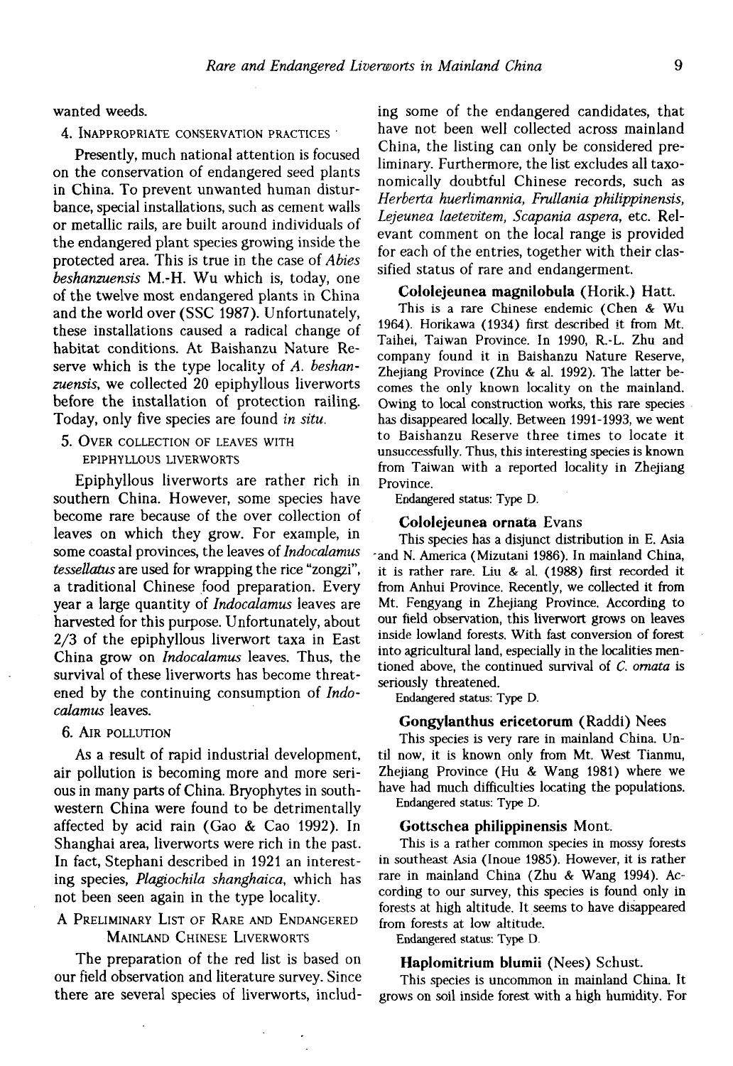wanted weeds.

### 4. Inappropriate conservation practices

Presently, much national attention is focused on the conservation of endangered seed plants in China. To prevent unwanted human disturbance, special installations, such as cement walls or metallic rails, are built around individuals of the endangered plant species growing inside the protected area. This is true in the case of *Abies beshanzuensis* M.-H. Wu which is, today, one of the twelve most endangered plants in China and the world over (SSC 1987). Unfortunately, these installations caused a radical change of habitat conditions. At Baishanzu Nature Reserve which is the type locality of *A. beshanzuensis*, we collected 20 epiphyllous liverworts before the installation of protection railing. Today, only five species are found *in situ*.

### 5. Over collection of leaves with epiphyllous liverworts

Epiphyllous liverworts are rather rich in southern China. However, some species have become rare because of the over collection of leaves on which they grow. For example, in some coastal provinces, the leaves of *Indocalamus tessellatus* are used for wrapping the rice "zongzi", a traditional Chinese food preparation. Every year a large quantity of *Indocalamus* leaves are harvested for this purpose. Unfortunately, about 2/3 of the epiphyllous liverwort taxa in East China grow on *Indocalamus* leaves. Thus, the survival of these liverworts has become threatened by the continuing consumption of *Indocalamus* leaves.

### 6. Air pollution

As a result of rapid industrial development, air pollution is becoming more and more serious in many parts of China. Bryophytes in southwestern China were found to be detrimentally affected by acid rain (Gao & Cao 1992). In Shanghai area, liverworts were rich in the past. In fact, Stephani described in 1921 an interesting species, *Plagiochila shanghaica*, which has not been seen again in the type locality.

## A Preliminary List of Rare and Endangered Mainland Chinese Liverworts

The preparation of the red list is based on our field observation and literature survey. Since there are several species of liverworts, including some of the endangered candidates, that have not been well collected across mainland China, the listing can only be considered preliminary. Furthermore, the list excludes all taxonomically doubtful Chinese records, such as *Herberta huerlimannia*, *Frullania philippinensis*, *Lejeunea laetevitem*, *Scapania aspera*, etc. Relevant comment on the local range is provided for each of the entries, together with their classified status of rare and endangerment.

**Cololejeunea magnilobula** (Horik.) Hatt.

This is a rare Chinese endemic (Chen & Wu 1964). Horikawa (1934) first described it from Mt. Taihei, Taiwan Province. In 1990, R.-L. Zhu and company found it in Baishanzu Nature Reserve, Zhejiang Province (Zhu & al. 1992). The latter becomes the only known locality on the mainland. Owing to local construction works, this rare species has disappeared locally. Between 1991-1993, we went to Baishanzu Reserve three times to locate it unsuccessfully. Thus, this interesting species is known from Taiwan with a reported locality in Zhejiang Province.

Endangered status: Type D.

**Cololejeunea ornata** Evans

This species has a disjunct distribution in E. Asia and N. America (Mizutani 1986). In mainland China, it is rather rare. Liu & al. (1988) first recorded it from Anhui Province. Recently, we collected it from Mt. Fengyang in Zhejiang Province. According to our field observation, this liverwort grows on leaves inside lowland forests. With fast conversion of forest into agricultural land, especially in the localities mentioned above, the continued survival of *C. ornata* is seriously threatened.

Endangered status: Type D.

**Gongylanthus ericetorum** (Raddi) Nees

This species is very rare in mainland China. Until now, it is known only from Mt. West Tianmu, Zhejiang Province (Hu & Wang 1981) where we have had much difficulties locating the populations.

Endangered status: Type D.

**Gottschea philippinensis** Mont.

This is a rather common species in mossy forests in southeast Asia (Inoue 1985). However, it is rather rare in mainland China (Zhu & Wang 1994). According to our survey, this species is found only in forests at high altitude. It seems to have disappeared from forests at low altitude.

Endangered status: Type D.

**Haplomitrium blumii** (Nees) Schust.

This species is uncommon in mainland China. It grows on soil inside forest with a high humidity. For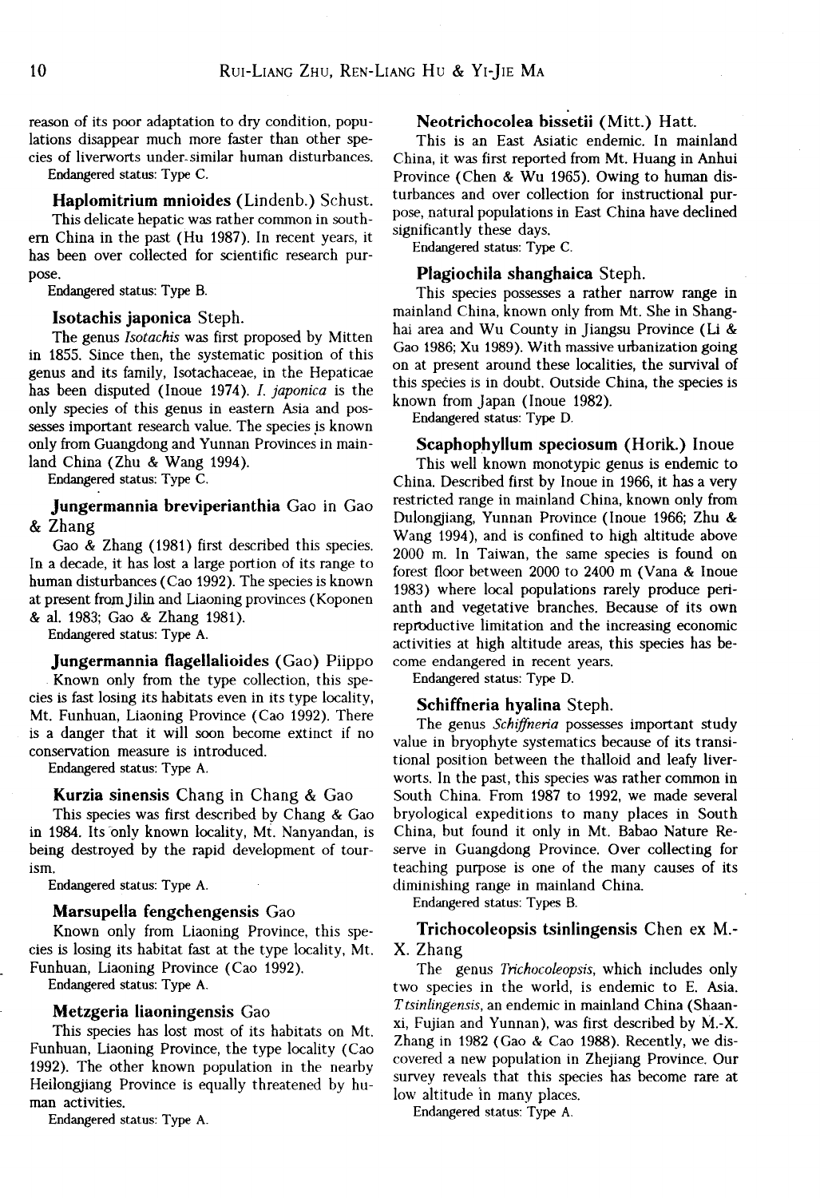reason of its poor adaptation to dry condition, populations disappear much more faster than other species of liverworts under similar human disturbances.

Endangered status: Type C.

### Haplomitrium mnioides (Lindenb.) Schust.

This delicate hepatic was rather common in southern China in the past (Hu 1987). In recent years, it has been over collected for scientific research purpose.

Endangered status: Type B.

### Isotachis japonica Steph.

The genus *Isotachis* was first proposed by Mitten in 1855. Since then, the systematic position of this genus and its family, Isotachaceae, in the Hepaticae has been disputed (Inoue 1974). *I. japonica* is the only species of this genus in eastern Asia and possesses important research value. The species is known only from Guangdong and Yunnan Provinces in mainland China (Zhu & Wang 1994).

Endangered status: Type C.

### Jungermannia breviperianthia Gao in Gao & Zhang

Gao & Zhang (1981) first described this species. In a decade, it has lost a large portion of its range to human disturbances (Cao 1992). The species is known at present from Jilin and Liaoning provinces (Koponen & al. 1983; Gao & Zhang 1981).

Endangered status: Type A.

### Jungermannia flagellalioides (Gao) Piippo

Known only from the type collection, this species is fast losing its habitats even in its type locality, Mt. Funhuan, Liaoning Province (Cao 1992). There is a danger that it will soon become extinct if no conservation measure is introduced.

Endangered status: Type A.

### Kurzia sinensis Chang in Chang & Gao

This species was first described by Chang & Gao in 1984. Its only known locality, Mt. Nanyandan, is being destroyed by the rapid development of tourism.

Endangered status: Type A.

### Marsupella fengchengensis Gao

Known only from Liaoning Province, this species is losing its habitat fast at the type locality, Mt. Funhuan, Liaoning Province (Cao 1992).

Endangered status: Type A.

### Metzgeria liaoningensis Gao

This species has lost most of its habitats on Mt. Funhuan, Liaoning Province, the type locality (Cao 1992). The other known population in the nearby Heilongjiang Province is equally threatened by human activities.

Endangered status: Type A.

### Neotrichocolea bissetii (Mitt.) Hatt.

This is an East Asiatic endemic. In mainland China, it was first reported from Mt. Huang in Anhui Province (Chen & Wu 1965). Owing to human disturbances and over collection for instructional purpose, natural populations in East China have declined significantly these days.

Endangered status: Type C.

### Plagiochila shanghaica Steph.

This species possesses a rather narrow range in mainland China, known only from Mt. She in Shanghai area and Wu County in Jiangsu Province (Li & Gao 1986; Xu 1989). With massive urbanization going on at present around these localities, the survival of this species is in doubt. Outside China, the species is known from Japan (Inoue 1982).

Endangered status: Type D.

### Scaphophyllum speciosum (Horik.) Inoue

This well known monotypic genus is endemic to China. Described first by Inoue in 1966, it has a very restricted range in mainland China, known only from Dulongjiang, Yunnan Province (Inoue 1966; Zhu & Wang 1994), and is confined to high altitude above 2000 m. In Taiwan, the same species is found on forest floor between 2000 to 2400 m (Vana & Inoue 1983) where local populations rarely produce perianth and vegetative branches. Because of its own reproductive limitation and the increasing economic activities at high altitude areas, this species has become endangered in recent years.

Endangered status: Type D.

### Schiffneria hyalina Steph.

The genus *Schiffneria* possesses important study value in bryophyte systematics because of its transitional position between the thalloid and leafy liverworts. In the past, this species was rather common in South China. From 1987 to 1992, we made several bryological expeditions to many places in South China, but found it only in Mt. Babao Nature Reserve in Guangdong Province. Over collecting for teaching purpose is one of the many causes of its diminishing range in mainland China.

Endangered status: Types B.

### Trichocoleopsis tsinlingensis Chen ex M.-X. Zhang

The genus *Trichocoleopsis*, which includes only two species in the world, is endemic to E. Asia. *T. tsinlingensis*, an endemic in mainland China (Shaanxi, Fujian and Yunnan), was first described by M.-X. Zhang in 1982 (Gao & Cao 1988). Recently, we discovered a new population in Zhejiang Province. Our survey reveals that this species has become rare at low altitude in many places.

Endangered status: Type A.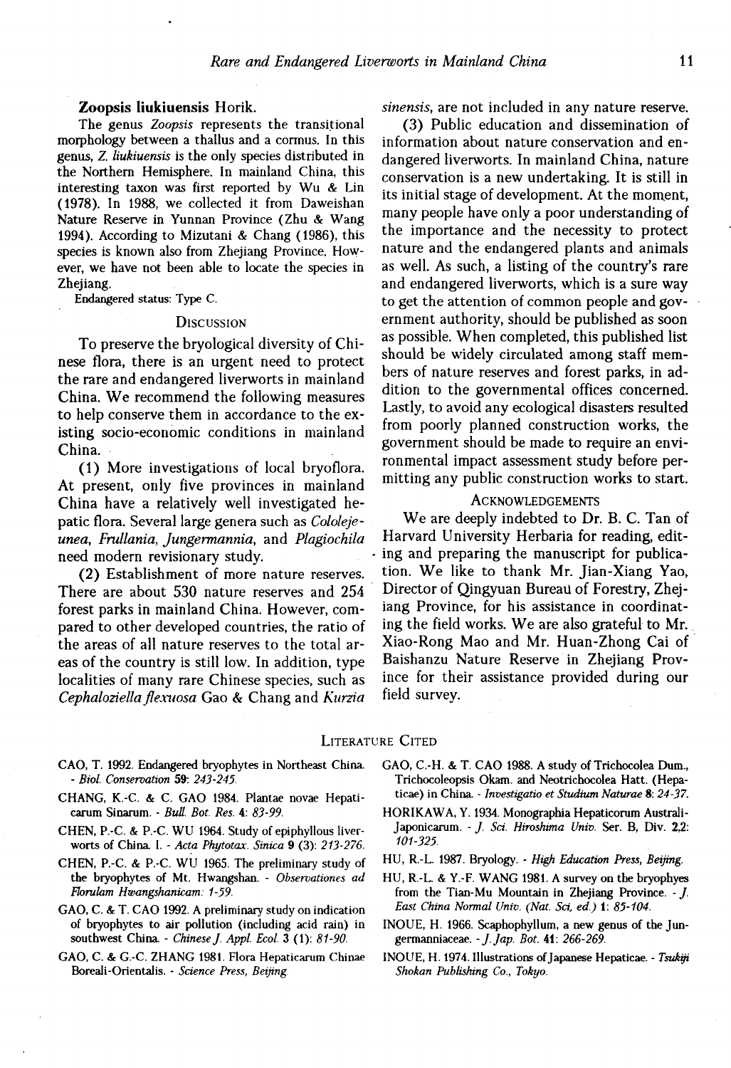**Zoopsis liukiuensis** Horik.

The genus *Zoopsis* represents the transitional morphology between a thallus and a cormus. In this genus, *Z. liukiuensis* is the only species distributed in the Northern Hemisphere. In mainland China, this interesting taxon was first reported by Wu & Lin (1978). In 1988, we collected it from Daweishan Nature Reserve in Yunnan Province (Zhu & Wang 1994). According to Mizutani & Chang (1986), this species is known also from Zhejiang Province. However, we have not been able to locate the species in Zhejiang.

Endangered status: Type C.

## Discussion

To preserve the bryological diversity of Chinese flora, there is an urgent need to protect the rare and endangered liverworts in mainland China. We recommend the following measures to help conserve them in accordance to the existing socio-economic conditions in mainland China.

(1) More investigations of local bryoflora. At present, only five provinces in mainland China have a relatively well investigated hepatic flora. Several large genera such as *Cololejeunea*, *Frullania*, *Jungermannia*, and *Plagiochila* need modern revisionary study.

(2) Establishment of more nature reserves. There are about 530 nature reserves and 254 forest parks in mainland China. However, compared to other developed countries, the ratio of the areas of all nature reserves to the total areas of the country is still low. In addition, type localities of many rare Chinese species, such as *Cephaloziella flexuosa* Gao & Chang and *Kurzia sinensis*, are not included in any nature reserve.

(3) Public education and dissemination of information about nature conservation and endangered liverworts. In mainland China, nature conservation is a new undertaking. It is still in its initial stage of development. At the moment, many people have only a poor understanding of the importance and the necessity to protect nature and the endangered plants and animals as well. As such, a listing of the country's rare and endangered liverworts, which is a sure way to get the attention of common people and government authority, should be published as soon as possible. When completed, this published list should be widely circulated among staff members of nature reserves and forest parks, in addition to the governmental offices concerned. Lastly, to avoid any ecological disasters resulted from poorly planned construction works, the government should be made to require an environmental impact assessment study before permitting any public construction works to start.

## Acknowledgements

We are deeply indebted to Dr. B. C. Tan of Harvard University Herbaria for reading, editing and preparing the manuscript for publication. We like to thank Mr. Jian-Xiang Yao, Director of Qingyuan Bureau of Forestry, Zhejiang Province, for his assistance in coordinating the field works. We are also grateful to Mr. Xiao-Rong Mao and Mr. Huan-Zhong Cai of Baishanzu Nature Reserve in Zhejiang Province for their assistance provided during our field survey.

## Literature Cited

CAO, T. 1992. Endangered bryophytes in Northeast China. - *Biol. Conservation* **59**: *243-245*.

CHANG, K.-C. & C. GAO 1984. Plantae novae Hepaticarum Sinarum. - *Bull. Bot. Res.* **4**: *83-99*.

CHEN, P.-C. & P.-C. WU 1964. Study of epiphyllous liverworts of China. I. - *Acta Phytotax. Sinica* **9** (3): *213-276*.

CHEN, P.-C. & P.-C. WU 1965. The preliminary study of the bryophytes of Mt. Hwangshan. - *Observationes ad Florulam Hwangshanicam: 1-59*.

GAO, C. & T. CAO 1992. A preliminary study on indication of bryophytes to air pollution (including acid rain) in southwest China. - *Chinese J. Appl. Ecol.* **3** (1): *81-90*.

GAO, C. & G.-C. ZHANG 1981. Flora Hepaticarum Chinae Boreali-Orientalis. - *Science Press, Beijing*.

GAO, C.-H. & T. CAO 1988. A study of Trichocolea Dum., Trichocoleopsis Okam. and Neotrichocolea Hatt. (Hepaticae) in China. - *Investigatio et Studium Naturae* **8**: *24-37*.

HORIKAWA, Y. 1934. Monographia Hepaticorum Australi-Japonicarum. - *J. Sci. Hiroshima Univ.* Ser. B, Div. **2**,2: *101-325*.

HU, R.-L. 1987. Bryology. - *High Education Press, Beijing*.

HU, R.-L. & Y.-F. WANG 1981. A survey on the bryophyes from the Tian-Mu Mountain in Zhejiang Province. - *J. East China Normal Univ. (Nat. Sci. ed.)* **1**: *85-104*.

INOUE, H. 1966. Scaphophyllum, a new genus of the Jungermanniaceae. - *J. Jap. Bot.* **41**: *266-269*.

INOUE, H. 1974. Illustrations of Japanese Hepaticae. - *Tsukiji Shokan Publishing Co., Tokyo*.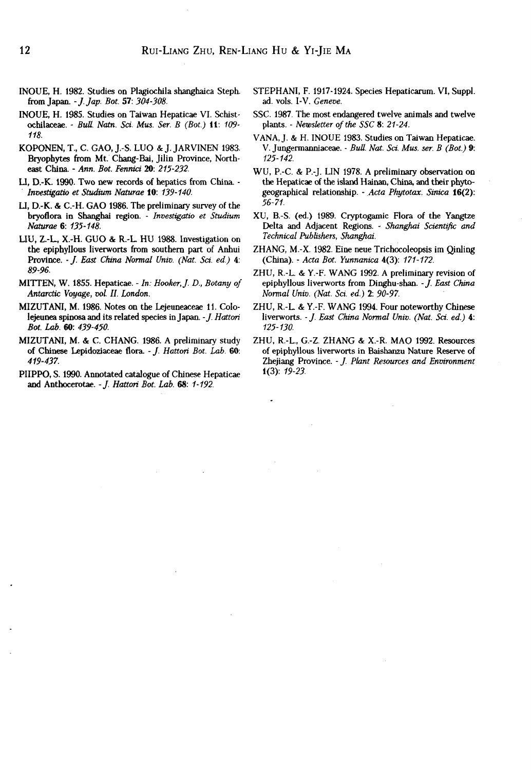INOUE, H. 1982. Studies on Plagiochila shanghaica Steph. from Japan. - *J. Jap. Bot.* **57**: *304-308*.

INOUE, H. 1985. Studies on Taiwan Hepaticae VI. Schistochilaceae. - *Bull. Natn. Sci. Mus. Ser. B (Bot.)* **11**: *109-118*.

KOPONEN, T., C. GAO, J.-S. LUO & J. JARVINEN 1983. Bryophytes from Mt. Chang-Bai, Jilin Province, Northeast China. - *Ann. Bot. Fennici* **20**: *215-232*.

LI, D.-K. 1990. Two new records of hepatics from China. - *Investigatio et Studium Naturae* **10**: *139-140*.

LI, D.-K. & C.-H. GAO 1986. The preliminary survey of the bryoflora in Shanghai region. - *Investigatio et Studium Naturae* **6**: *135-148*.

LIU, Z.-L., X.-H. GUO & R.-L. HU 1988. Investigation on the epiphyllous liverworts from southern part of Anhui Province. - *J. East China Normal Univ. (Nat. Sci. ed.)* **4**: *89-96*.

MITTEN, W. 1855. Hepaticae. - *In: Hooker, J. D., Botany of Antarctic Voyage, vol. II. London.*

MIZUTANI, M. 1986. Notes on the Lejeuneaceae 11. Cololejeunea spinosa and its related species in Japan. - *J. Hattori Bot. Lab.* **60**: *439-450*.

MIZUTANI, M. & C. CHANG. 1986. A preliminary study of Chinese Lepidoziaceae flora. - *J. Hattori Bot. Lab.* **60**: *419-437*.

PIIPPO, S. 1990. Annotated catalogue of Chinese Hepaticae and Anthocerotae. - *J. Hattori Bot. Lab.* **68**: *1-192*.

STEPHANI, F. 1917-1924. Species Hepaticarum. VI, Suppl. ad. vols. I-V. *Geneve.*

SSC. 1987. The most endangered twelve animals and twelve plants. - *Newsletter of the SSC* **8**: *21-24*.

VANA, J. & H. INOUE 1983. Studies on Taiwan Hepaticae. V. Jungermanniaceae. - *Bull. Nat. Sci. Mus. ser. B (Bot.)* **9**: *125-142*.

WU, P.-C. & P.-J. LIN 1978. A preliminary observation on the Hepaticae of the island Hainan, China, and their phytogeographical relationship. - *Acta Phytotax. Sinica* **16(2)**: *56-71*.

XU, B.-S. (ed.) 1989. Cryptogamic Flora of the Yangtze Delta and Adjacent Regions. - *Shanghai Scientific and Technical Publishers, Shanghai.*

ZHANG, M.-X. 1982. Eine neue Trichocoleopsis im Qinling (China). - *Acta Bot. Yunnanica* **4**(3): *171-172*.

ZHU, R.-L. & Y.-F. WANG 1992. A preliminary revision of epiphyllous liverworts from Dinghu-shan. - *J. East China Normal Univ. (Nat. Sci. ed.)* **2**: *90-97*.

ZHU, R.-L. & Y.-F. WANG 1994. Four noteworthy Chinese liverworts. - *J. East China Normal Univ. (Nat. Sci. ed.)* **4**: *125-130*.

ZHU, R.-L., G.-Z. ZHANG & X.-R. MAO 1992. Resources of epiphyllous liverworts in Baishanzu Nature Reserve of Zhejiang Province. - *J. Plant Resources and Environment* **1**(3): *19-23*.